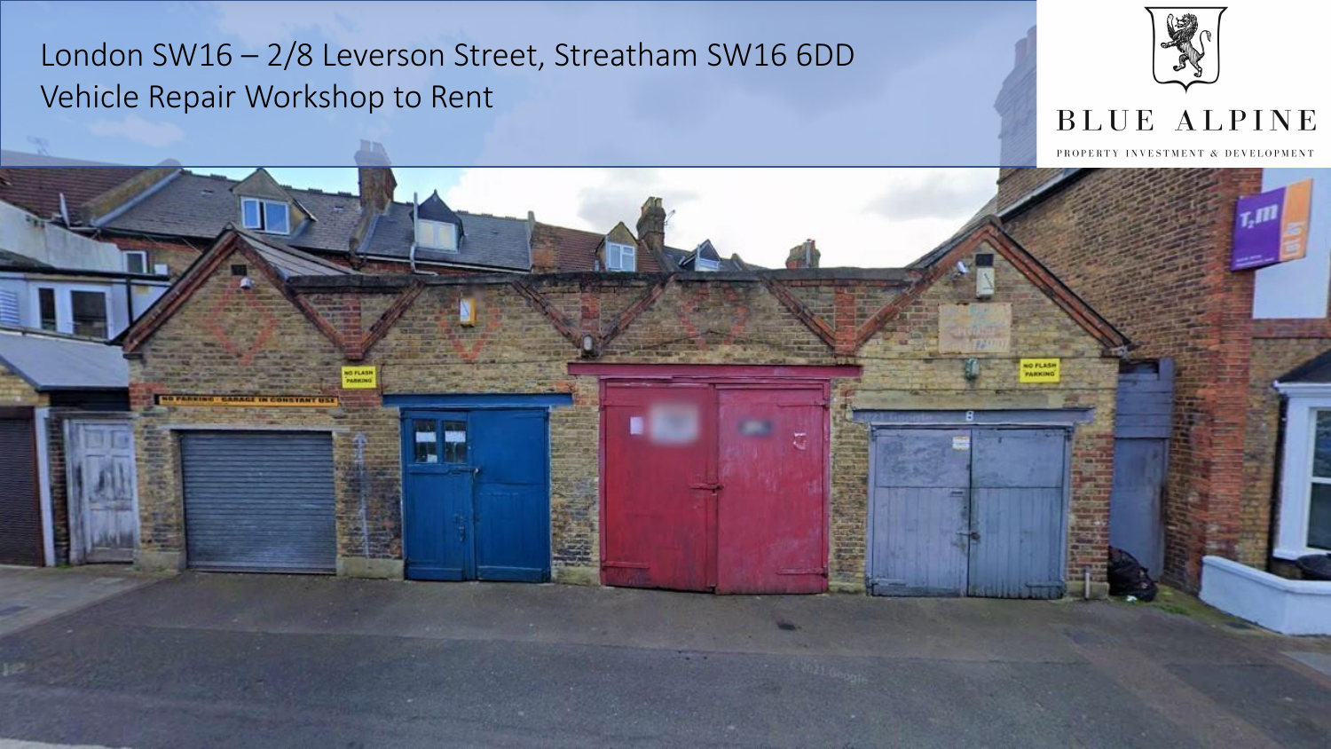# London SW16 – 2/8 Leverson Street, Streatham SW16 6DD

## Vehicle Repair Workshop to Rent

BLUE ALPINE

PROPERTY INVESTMENT & DEVELOPMENT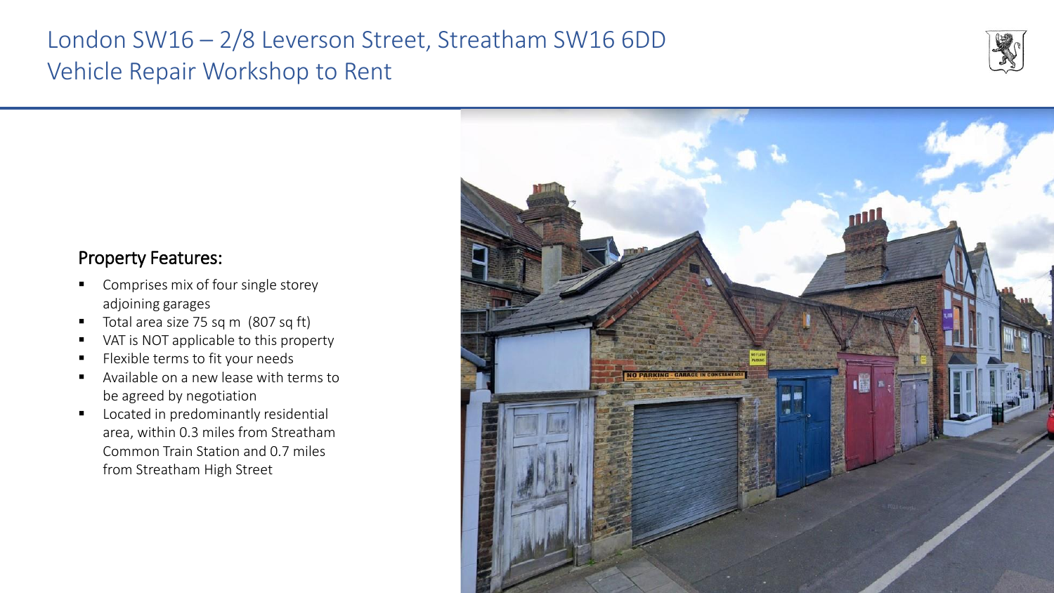# London SW16 – 2/8 Leverson Street, Streatham SW16 6DD
## Vehicle Repair Workshop to Rent

### Property Features:

- Comprises mix of four single storey adjoining garages
- Total area size 75 sq m (807 sq ft)
- VAT is NOT applicable to this property
- Flexible terms to fit your needs
- Available on a new lease with terms to be agreed by negotiation
- Located in predominantly residential area, within 0.3 miles from Streatham Common Train Station and 0.7 miles from Streatham High Street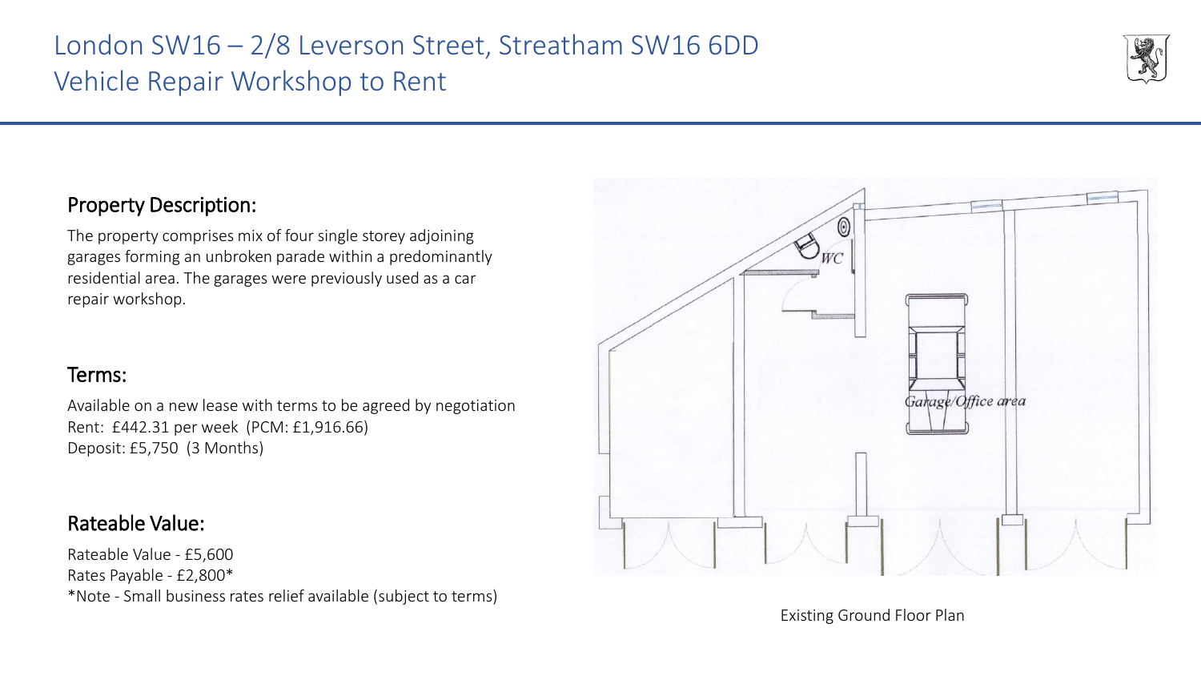# London SW16 – 2/8 Leverson Street, Streatham SW16 6DD
# Vehicle Repair Workshop to Rent

## Property Description:

The property comprises mix of four single storey adjoining garages forming an unbroken parade within a predominantly residential area. The garages were previously used as a car repair workshop.

## Terms:

Available on a new lease with terms to be agreed by negotiation
Rent: £442.31 per week (PCM: £1,916.66)
Deposit: £5,750 (3 Months)

## Rateable Value:

Rateable Value - £5,600
Rates Payable - £2,800*
*Note - Small business rates relief available (subject to terms)

Existing Ground Floor Plan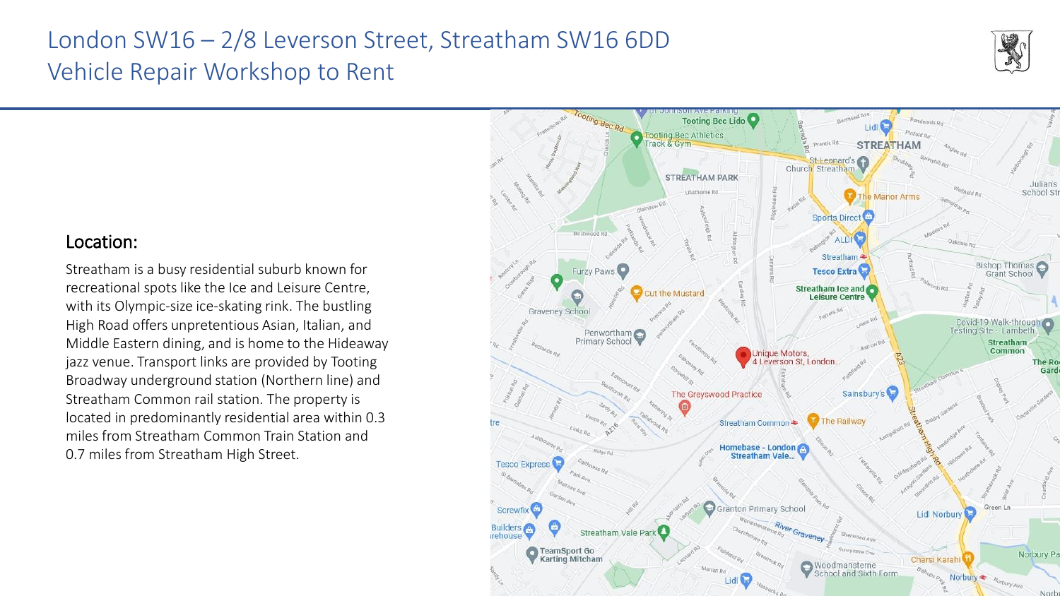# London SW16 – 2/8 Leverson Street, Streatham SW16 6DD
# Vehicle Repair Workshop to Rent

## Location:

Streatham is a busy residential suburb known for recreational spots like the Ice and Leisure Centre, with its Olympic-size ice-skating rink. The bustling High Road offers unpretentious Asian, Italian, and Middle Eastern dining, and is home to the Hideaway jazz venue. Transport links are provided by Tooting Broadway underground station (Northern line) and Streatham Common rail station. The property is located in predominantly residential area within 0.3 miles from Streatham Common Train Station and 0.7 miles from Streatham High Street.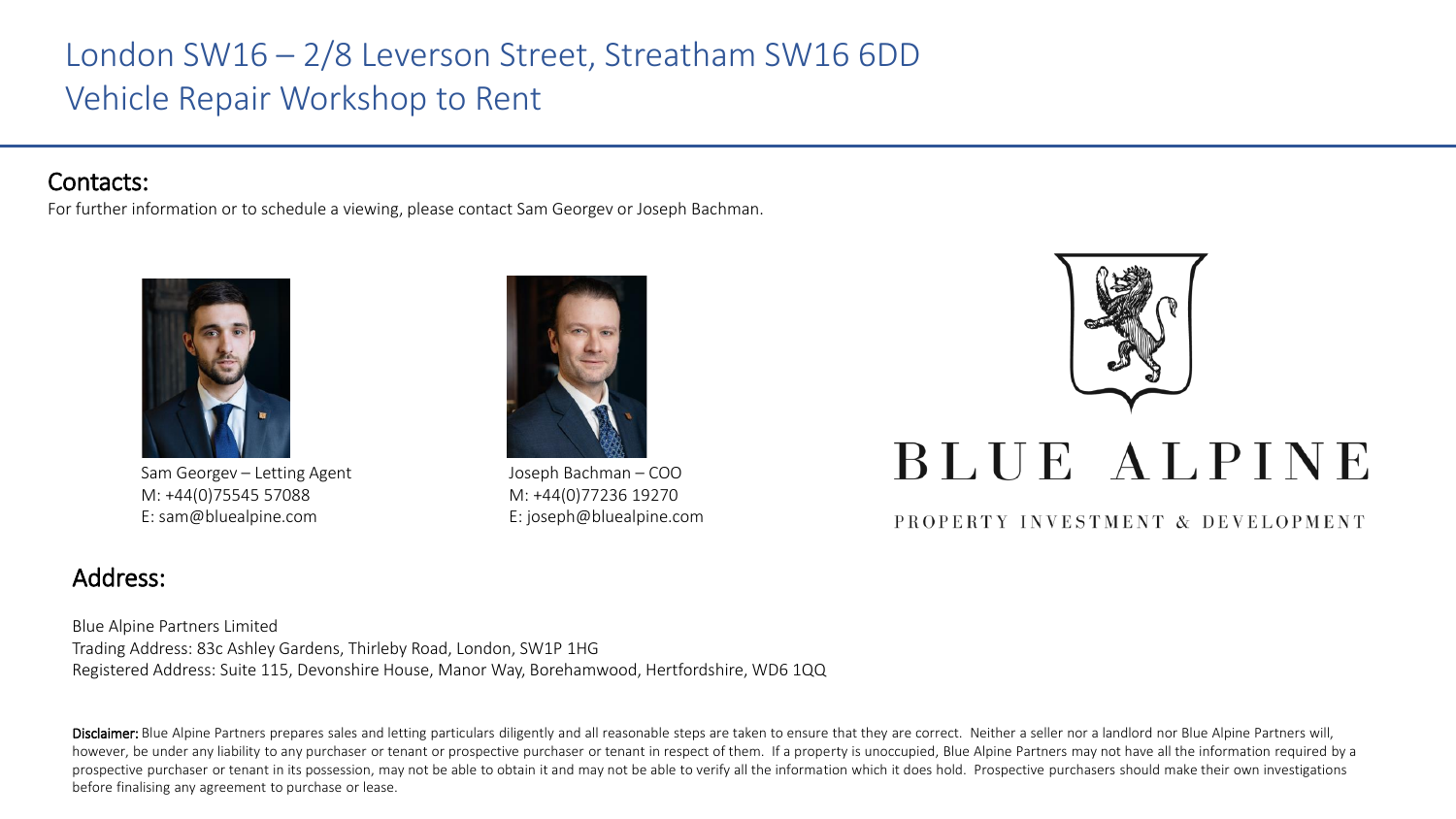# London SW16 – 2/8 Leverson Street, Streatham SW16 6DD
# Vehicle Repair Workshop to Rent

## Contacts:

For further information or to schedule a viewing, please contact Sam Georgev or Joseph Bachman.

Sam Georgev – Letting Agent
M: +44(0)75545 57088
E: sam@bluealpine.com

Joseph Bachman – COO
M: +44(0)77236 19270
E: joseph@bluealpine.com

BLUE ALPINE

PROPERTY INVESTMENT & DEVELOPMENT

## Address:

Blue Alpine Partners Limited
Trading Address: 83c Ashley Gardens, Thirleby Road, London, SW1P 1HG
Registered Address: Suite 115, Devonshire House, Manor Way, Borehamwood, Hertfordshire, WD6 1QQ

**Disclaimer:** Blue Alpine Partners prepares sales and letting particulars diligently and all reasonable steps are taken to ensure that they are correct. Neither a seller nor a landlord nor Blue Alpine Partners will, however, be under any liability to any purchaser or tenant or prospective purchaser or tenant in respect of them. If a property is unoccupied, Blue Alpine Partners may not have all the information required by a prospective purchaser or tenant in its possession, may not be able to obtain it and may not be able to verify all the information which it does hold. Prospective purchasers should make their own investigations before finalising any agreement to purchase or lease.